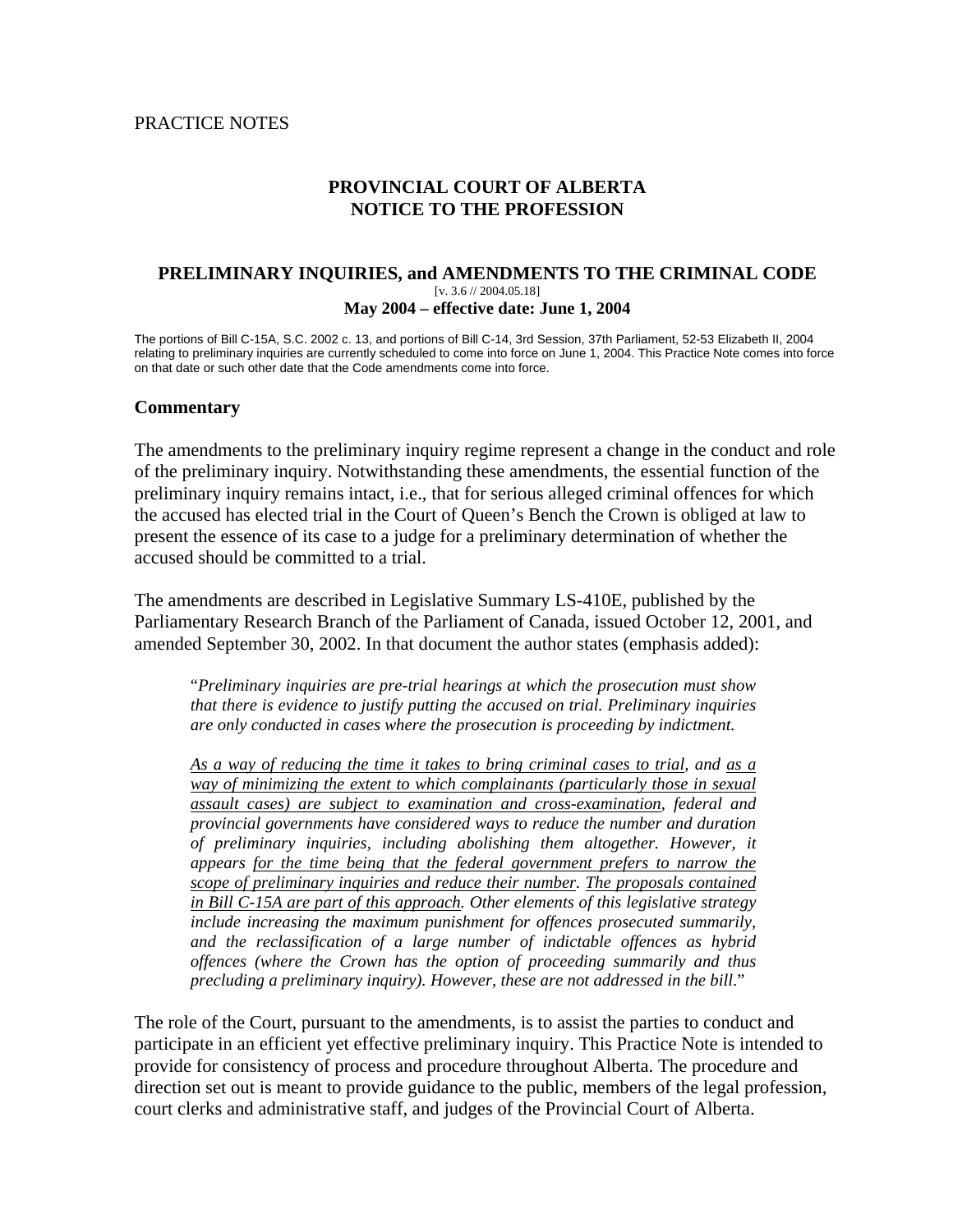PRACTICE NOTES

# PROVINCIAL COURT OF ALBERTA
# NOTICE TO THE PROFESSION

## PRELIMINARY INQUIRIES, and AMENDMENTS TO THE CRIMINAL CODE

[v. 3.6 // 2004.05.18]

**May 2004 – effective date: June 1, 2004**

The portions of Bill C-15A, S.C. 2002 c. 13, and portions of Bill C-14, 3rd Session, 37th Parliament, 52-53 Elizabeth II, 2004 relating to preliminary inquiries are currently scheduled to come into force on June 1, 2004. This Practice Note comes into force on that date or such other date that the Code amendments come into force.

### Commentary

The amendments to the preliminary inquiry regime represent a change in the conduct and role of the preliminary inquiry. Notwithstanding these amendments, the essential function of the preliminary inquiry remains intact, i.e., that for serious alleged criminal offences for which the accused has elected trial in the Court of Queen's Bench the Crown is obliged at law to present the essence of its case to a judge for a preliminary determination of whether the accused should be committed to a trial.

The amendments are described in Legislative Summary LS-410E, published by the Parliamentary Research Branch of the Parliament of Canada, issued October 12, 2001, and amended September 30, 2002. In that document the author states (emphasis added):

> "*Preliminary inquiries are pre-trial hearings at which the prosecution must show that there is evidence to justify putting the accused on trial. Preliminary inquiries are only conducted in cases where the prosecution is proceeding by indictment.*
>
> *<u>As a way of reducing the time it takes to bring criminal cases to trial</u>, and <u>as a way of minimizing the extent to which complainants (particularly those in sexual assault cases) are subject to examination and cross-examination</u>, federal and provincial governments have considered ways to reduce the number and duration of preliminary inquiries, including abolishing them altogether. However, it appears <u>for the time being that the federal government prefers to narrow the scope of preliminary inquiries and reduce their number</u>. <u>The proposals contained in Bill C-15A are part of this approach</u>. Other elements of this legislative strategy include increasing the maximum punishment for offences prosecuted summarily, and the reclassification of a large number of indictable offences as hybrid offences (where the Crown has the option of proceeding summarily and thus precluding a preliminary inquiry). However, these are not addressed in the bill*."

The role of the Court, pursuant to the amendments, is to assist the parties to conduct and participate in an efficient yet effective preliminary inquiry. This Practice Note is intended to provide for consistency of process and procedure throughout Alberta. The procedure and direction set out is meant to provide guidance to the public, members of the legal profession, court clerks and administrative staff, and judges of the Provincial Court of Alberta.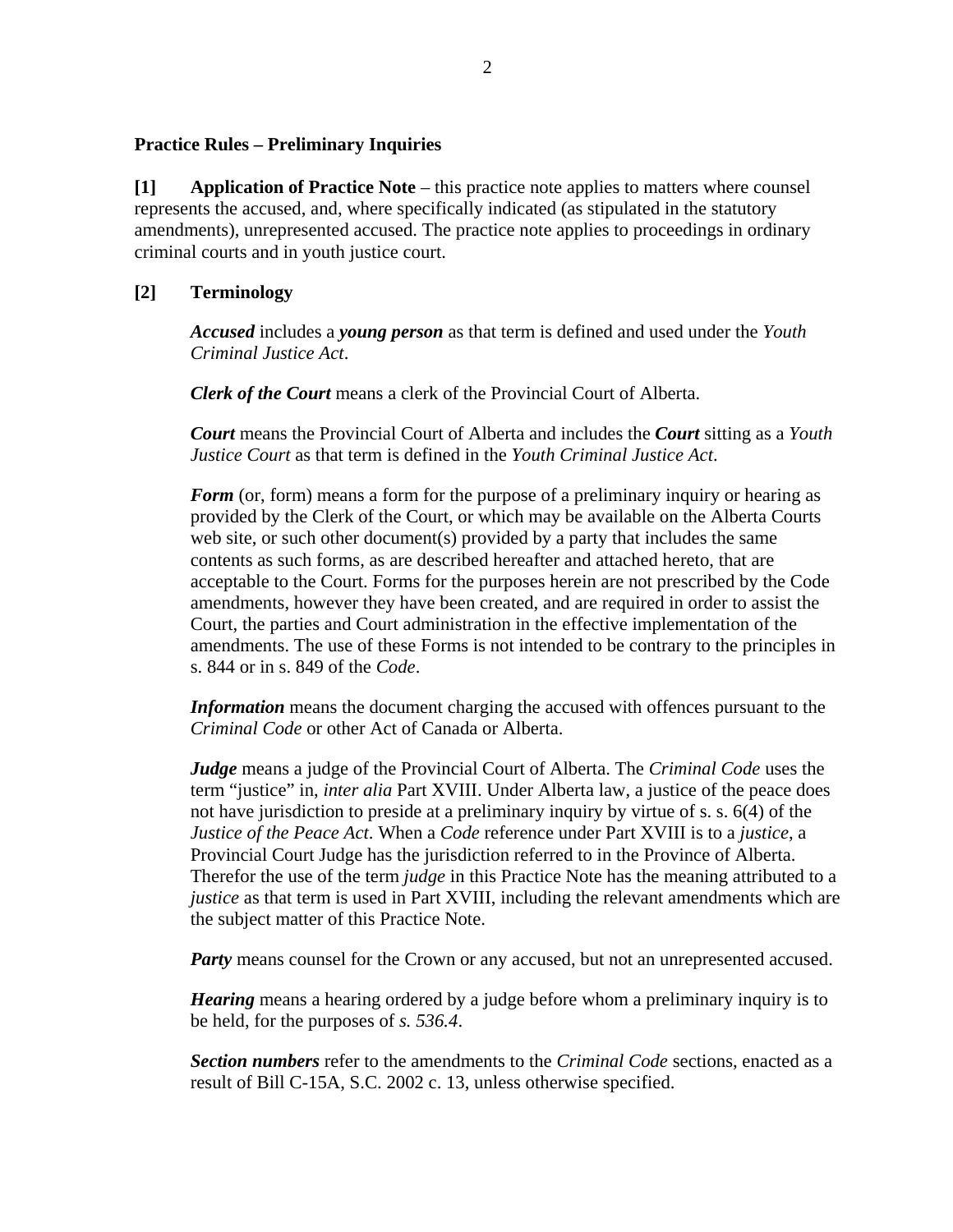**Practice Rules – Preliminary Inquiries**

**[1] Application of Practice Note** – this practice note applies to matters where counsel represents the accused, and, where specifically indicated (as stipulated in the statutory amendments), unrepresented accused. The practice note applies to proceedings in ordinary criminal courts and in youth justice court.

**[2] Terminology**

> ***Accused*** includes a ***young person*** as that term is defined and used under the *Youth Criminal Justice Act*.
>
> ***Clerk of the Court*** means a clerk of the Provincial Court of Alberta.
>
> ***Court*** means the Provincial Court of Alberta and includes the ***Court*** sitting as a *Youth Justice Court* as that term is defined in the *Youth Criminal Justice Act*.
>
> ***Form*** (or, form) means a form for the purpose of a preliminary inquiry or hearing as provided by the Clerk of the Court, or which may be available on the Alberta Courts web site, or such other document(s) provided by a party that includes the same contents as such forms, as are described hereafter and attached hereto, that are acceptable to the Court. Forms for the purposes herein are not prescribed by the Code amendments, however they have been created, and are required in order to assist the Court, the parties and Court administration in the effective implementation of the amendments. The use of these Forms is not intended to be contrary to the principles in s. 844 or in s. 849 of the *Code*.
>
> ***Information*** means the document charging the accused with offences pursuant to the *Criminal Code* or other Act of Canada or Alberta.
>
> ***Judge*** means a judge of the Provincial Court of Alberta. The *Criminal Code* uses the term "justice" in, *inter alia* Part XVIII. Under Alberta law, a justice of the peace does not have jurisdiction to preside at a preliminary inquiry by virtue of s. s. 6(4) of the *Justice of the Peace Act*. When a *Code* reference under Part XVIII is to a *justice*, a Provincial Court Judge has the jurisdiction referred to in the Province of Alberta. Therefor the use of the term *judge* in this Practice Note has the meaning attributed to a *justice* as that term is used in Part XVIII, including the relevant amendments which are the subject matter of this Practice Note.
>
> ***Party*** means counsel for the Crown or any accused, but not an unrepresented accused.
>
> ***Hearing*** means a hearing ordered by a judge before whom a preliminary inquiry is to be held, for the purposes of *s. 536.4*.
>
> ***Section numbers*** refer to the amendments to the *Criminal Code* sections, enacted as a result of Bill C-15A, S.C. 2002 c. 13, unless otherwise specified.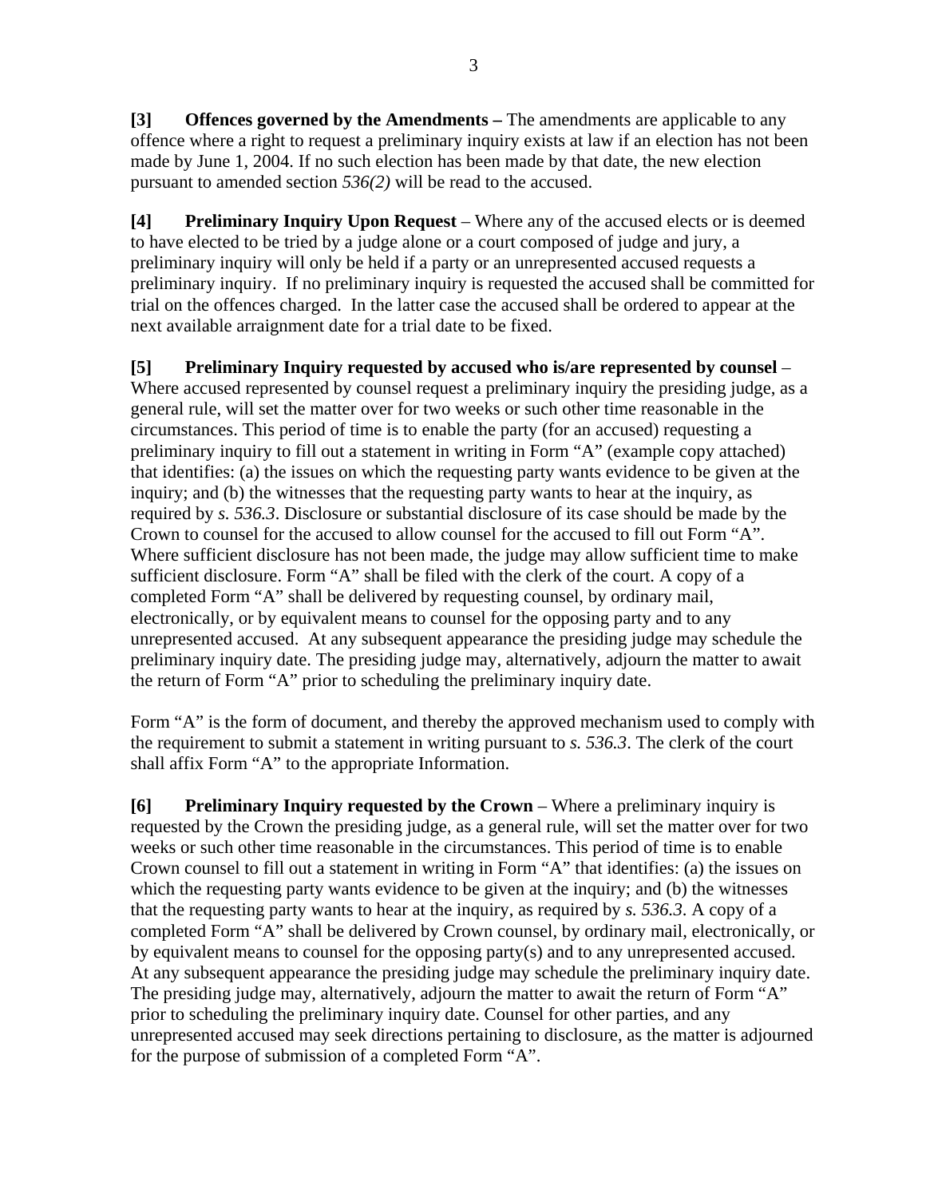**[3] Offences governed by the Amendments –** The amendments are applicable to any offence where a right to request a preliminary inquiry exists at law if an election has not been made by June 1, 2004. If no such election has been made by that date, the new election pursuant to amended section *536(2)* will be read to the accused.

**[4] Preliminary Inquiry Upon Request** – Where any of the accused elects or is deemed to have elected to be tried by a judge alone or a court composed of judge and jury, a preliminary inquiry will only be held if a party or an unrepresented accused requests a preliminary inquiry. If no preliminary inquiry is requested the accused shall be committed for trial on the offences charged. In the latter case the accused shall be ordered to appear at the next available arraignment date for a trial date to be fixed.

**[5] Preliminary Inquiry requested by accused who is/are represented by counsel** – Where accused represented by counsel request a preliminary inquiry the presiding judge, as a general rule, will set the matter over for two weeks or such other time reasonable in the circumstances. This period of time is to enable the party (for an accused) requesting a preliminary inquiry to fill out a statement in writing in Form "A" (example copy attached) that identifies: (a) the issues on which the requesting party wants evidence to be given at the inquiry; and (b) the witnesses that the requesting party wants to hear at the inquiry, as required by *s. 536.3*. Disclosure or substantial disclosure of its case should be made by the Crown to counsel for the accused to allow counsel for the accused to fill out Form "A". Where sufficient disclosure has not been made, the judge may allow sufficient time to make sufficient disclosure. Form "A" shall be filed with the clerk of the court. A copy of a completed Form "A" shall be delivered by requesting counsel, by ordinary mail, electronically, or by equivalent means to counsel for the opposing party and to any unrepresented accused. At any subsequent appearance the presiding judge may schedule the preliminary inquiry date. The presiding judge may, alternatively, adjourn the matter to await the return of Form "A" prior to scheduling the preliminary inquiry date.

Form "A" is the form of document, and thereby the approved mechanism used to comply with the requirement to submit a statement in writing pursuant to *s. 536.3*. The clerk of the court shall affix Form "A" to the appropriate Information.

**[6] Preliminary Inquiry requested by the Crown** – Where a preliminary inquiry is requested by the Crown the presiding judge, as a general rule, will set the matter over for two weeks or such other time reasonable in the circumstances. This period of time is to enable Crown counsel to fill out a statement in writing in Form "A" that identifies: (a) the issues on which the requesting party wants evidence to be given at the inquiry; and (b) the witnesses that the requesting party wants to hear at the inquiry, as required by *s. 536.3*. A copy of a completed Form "A" shall be delivered by Crown counsel, by ordinary mail, electronically, or by equivalent means to counsel for the opposing party(s) and to any unrepresented accused. At any subsequent appearance the presiding judge may schedule the preliminary inquiry date. The presiding judge may, alternatively, adjourn the matter to await the return of Form "A" prior to scheduling the preliminary inquiry date. Counsel for other parties, and any unrepresented accused may seek directions pertaining to disclosure, as the matter is adjourned for the purpose of submission of a completed Form "A".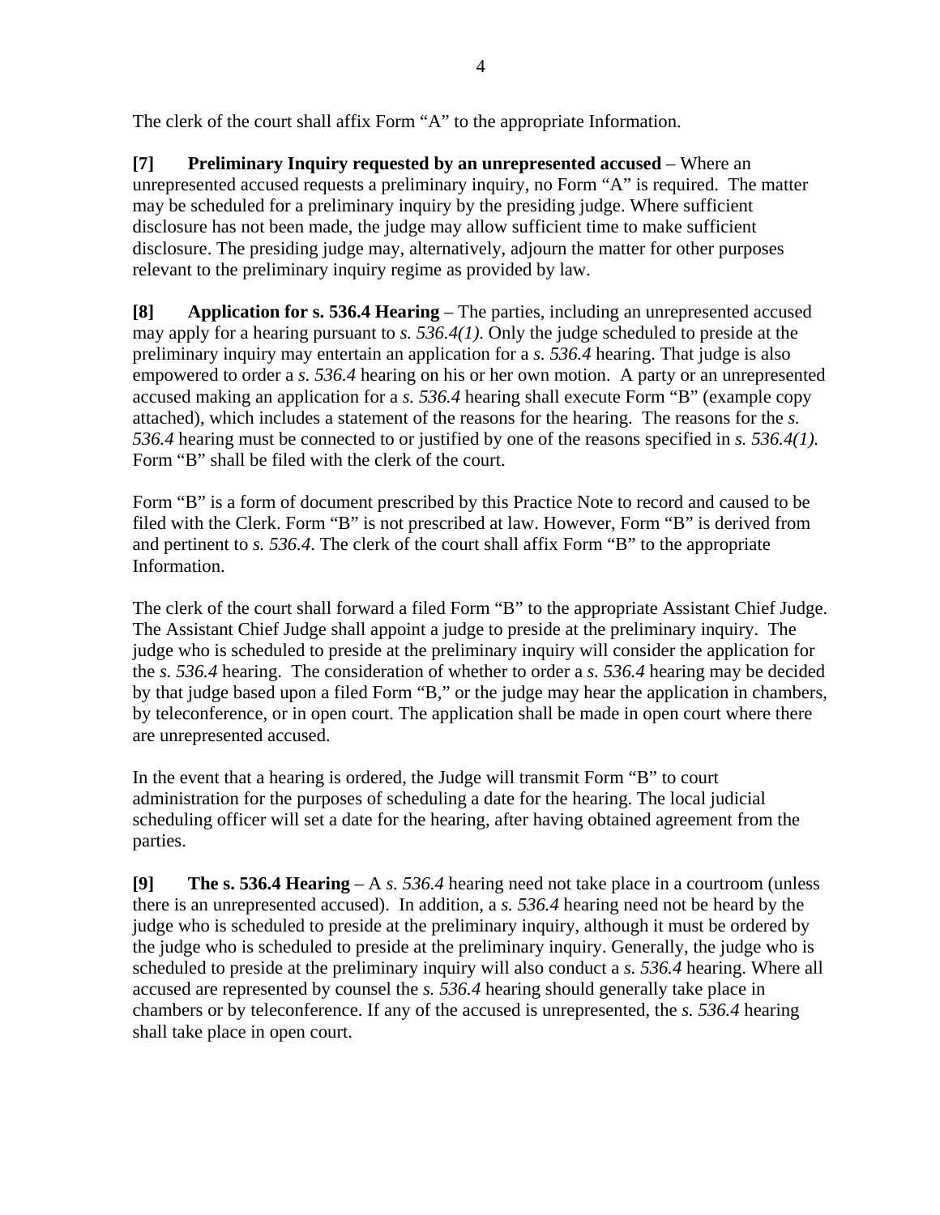The clerk of the court shall affix Form "A" to the appropriate Information.

**[7] Preliminary Inquiry requested by an unrepresented accused** – Where an unrepresented accused requests a preliminary inquiry, no Form "A" is required. The matter may be scheduled for a preliminary inquiry by the presiding judge. Where sufficient disclosure has not been made, the judge may allow sufficient time to make sufficient disclosure. The presiding judge may, alternatively, adjourn the matter for other purposes relevant to the preliminary inquiry regime as provided by law.

**[8] Application for s. 536.4 Hearing** – The parties, including an unrepresented accused may apply for a hearing pursuant to *s. 536.4(1)*. Only the judge scheduled to preside at the preliminary inquiry may entertain an application for a *s. 536.4* hearing. That judge is also empowered to order a *s. 536.4* hearing on his or her own motion. A party or an unrepresented accused making an application for a *s. 536.4* hearing shall execute Form "B" (example copy attached), which includes a statement of the reasons for the hearing. The reasons for the *s. 536.4* hearing must be connected to or justified by one of the reasons specified in *s. 536.4(1).* Form "B" shall be filed with the clerk of the court.

Form "B" is a form of document prescribed by this Practice Note to record and caused to be filed with the Clerk. Form "B" is not prescribed at law. However, Form "B" is derived from and pertinent to *s. 536.4*. The clerk of the court shall affix Form "B" to the appropriate Information.

The clerk of the court shall forward a filed Form "B" to the appropriate Assistant Chief Judge. The Assistant Chief Judge shall appoint a judge to preside at the preliminary inquiry. The judge who is scheduled to preside at the preliminary inquiry will consider the application for the *s. 536.4* hearing. The consideration of whether to order a *s. 536.4* hearing may be decided by that judge based upon a filed Form "B," or the judge may hear the application in chambers, by teleconference, or in open court. The application shall be made in open court where there are unrepresented accused.

In the event that a hearing is ordered, the Judge will transmit Form "B" to court administration for the purposes of scheduling a date for the hearing. The local judicial scheduling officer will set a date for the hearing, after having obtained agreement from the parties.

**[9] The s. 536.4 Hearing** – A *s. 536.4* hearing need not take place in a courtroom (unless there is an unrepresented accused). In addition, a *s. 536.4* hearing need not be heard by the judge who is scheduled to preside at the preliminary inquiry, although it must be ordered by the judge who is scheduled to preside at the preliminary inquiry. Generally, the judge who is scheduled to preside at the preliminary inquiry will also conduct a *s. 536.4* hearing. Where all accused are represented by counsel the *s. 536.4* hearing should generally take place in chambers or by teleconference. If any of the accused is unrepresented, the *s. 536.4* hearing shall take place in open court.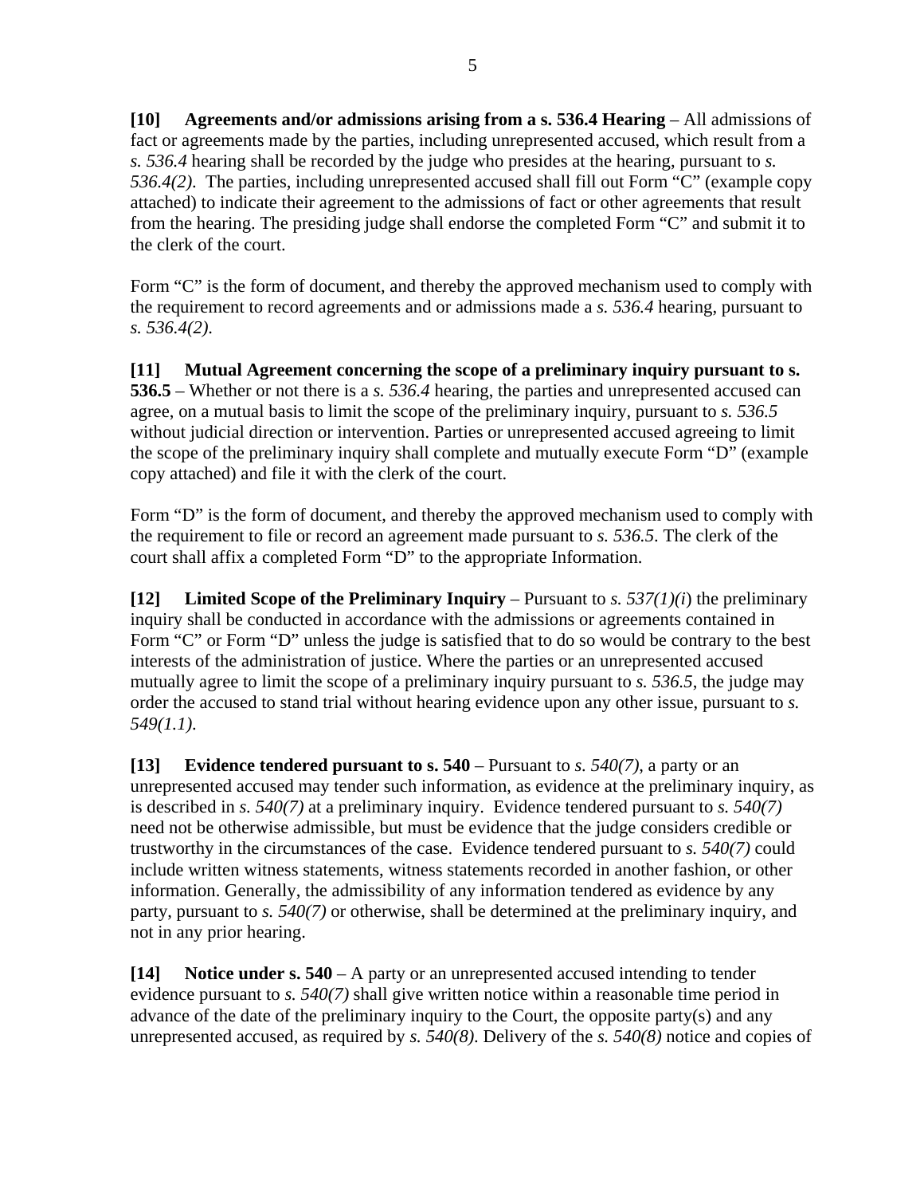**[10] Agreements and/or admissions arising from a s. 536.4 Hearing** – All admissions of fact or agreements made by the parties, including unrepresented accused, which result from a *s. 536.4* hearing shall be recorded by the judge who presides at the hearing, pursuant to *s. 536.4(2)*. The parties, including unrepresented accused shall fill out Form "C" (example copy attached) to indicate their agreement to the admissions of fact or other agreements that result from the hearing. The presiding judge shall endorse the completed Form "C" and submit it to the clerk of the court.

Form "C" is the form of document, and thereby the approved mechanism used to comply with the requirement to record agreements and or admissions made a *s. 536.4* hearing, pursuant to *s. 536.4(2)*.

**[11] Mutual Agreement concerning the scope of a preliminary inquiry pursuant to s. 536.5** – Whether or not there is a *s. 536.4* hearing, the parties and unrepresented accused can agree, on a mutual basis to limit the scope of the preliminary inquiry, pursuant to *s. 536.5* without judicial direction or intervention. Parties or unrepresented accused agreeing to limit the scope of the preliminary inquiry shall complete and mutually execute Form "D" (example copy attached) and file it with the clerk of the court.

Form "D" is the form of document, and thereby the approved mechanism used to comply with the requirement to file or record an agreement made pursuant to *s. 536.5*. The clerk of the court shall affix a completed Form "D" to the appropriate Information.

**[12] Limited Scope of the Preliminary Inquiry** – Pursuant to *s. 537(1)(i)* the preliminary inquiry shall be conducted in accordance with the admissions or agreements contained in Form "C" or Form "D" unless the judge is satisfied that to do so would be contrary to the best interests of the administration of justice. Where the parties or an unrepresented accused mutually agree to limit the scope of a preliminary inquiry pursuant to *s. 536.5*, the judge may order the accused to stand trial without hearing evidence upon any other issue, pursuant to *s. 549(1.1)*.

**[13] Evidence tendered pursuant to s. 540** – Pursuant to *s. 540(7)*, a party or an unrepresented accused may tender such information, as evidence at the preliminary inquiry, as is described in *s. 540(7)* at a preliminary inquiry. Evidence tendered pursuant to *s. 540(7)* need not be otherwise admissible, but must be evidence that the judge considers credible or trustworthy in the circumstances of the case. Evidence tendered pursuant to *s. 540(7)* could include written witness statements, witness statements recorded in another fashion, or other information. Generally, the admissibility of any information tendered as evidence by any party, pursuant to *s. 540(7)* or otherwise, shall be determined at the preliminary inquiry, and not in any prior hearing.

**[14] Notice under s. 540** – A party or an unrepresented accused intending to tender evidence pursuant to *s. 540(7)* shall give written notice within a reasonable time period in advance of the date of the preliminary inquiry to the Court, the opposite party(s) and any unrepresented accused, as required by *s. 540(8)*. Delivery of the *s. 540(8)* notice and copies of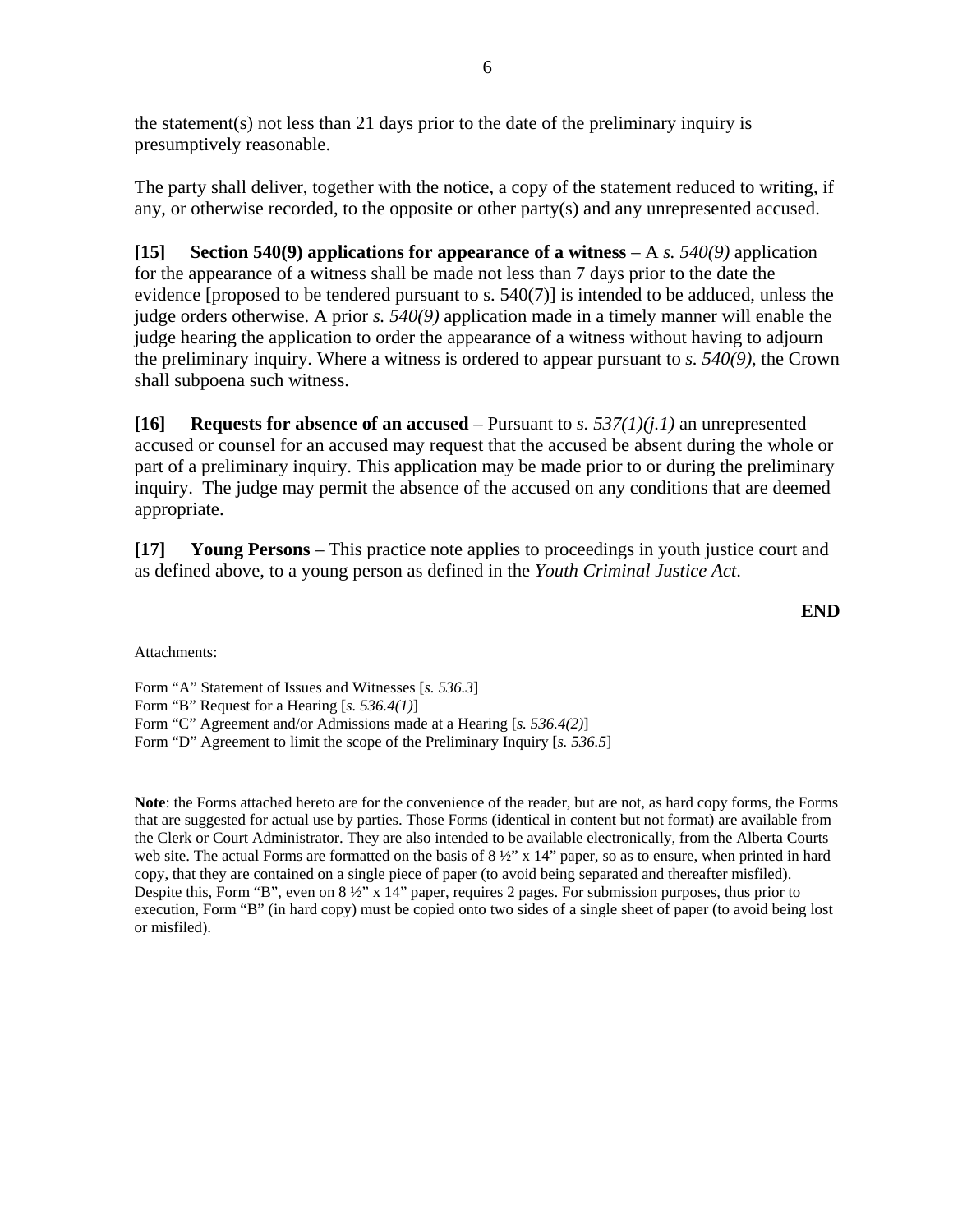the statement(s) not less than 21 days prior to the date of the preliminary inquiry is presumptively reasonable.

The party shall deliver, together with the notice, a copy of the statement reduced to writing, if any, or otherwise recorded, to the opposite or other party(s) and any unrepresented accused.

**[15] Section 540(9) applications for appearance of a witness** – A *s. 540(9)* application for the appearance of a witness shall be made not less than 7 days prior to the date the evidence [proposed to be tendered pursuant to s. 540(7)] is intended to be adduced, unless the judge orders otherwise. A prior *s. 540(9)* application made in a timely manner will enable the judge hearing the application to order the appearance of a witness without having to adjourn the preliminary inquiry. Where a witness is ordered to appear pursuant to *s. 540(9)*, the Crown shall subpoena such witness.

**[16] Requests for absence of an accused** – Pursuant to *s. 537(1)(j.1)* an unrepresented accused or counsel for an accused may request that the accused be absent during the whole or part of a preliminary inquiry. This application may be made prior to or during the preliminary inquiry. The judge may permit the absence of the accused on any conditions that are deemed appropriate.

**[17] Young Persons** – This practice note applies to proceedings in youth justice court and as defined above, to a young person as defined in the *Youth Criminal Justice Act*.

**END**

Attachments:

Form "A" Statement of Issues and Witnesses [*s. 536.3*]
Form "B" Request for a Hearing [*s. 536.4(1)*]
Form "C" Agreement and/or Admissions made at a Hearing [*s. 536.4(2)*]
Form "D" Agreement to limit the scope of the Preliminary Inquiry [*s. 536.5*]

**Note**: the Forms attached hereto are for the convenience of the reader, but are not, as hard copy forms, the Forms that are suggested for actual use by parties. Those Forms (identical in content but not format) are available from the Clerk or Court Administrator. They are also intended to be available electronically, from the Alberta Courts web site. The actual Forms are formatted on the basis of 8 ½" x 14" paper, so as to ensure, when printed in hard copy, that they are contained on a single piece of paper (to avoid being separated and thereafter misfiled). Despite this, Form "B", even on 8 ½" x 14" paper, requires 2 pages. For submission purposes, thus prior to execution, Form "B" (in hard copy) must be copied onto two sides of a single sheet of paper (to avoid being lost or misfiled).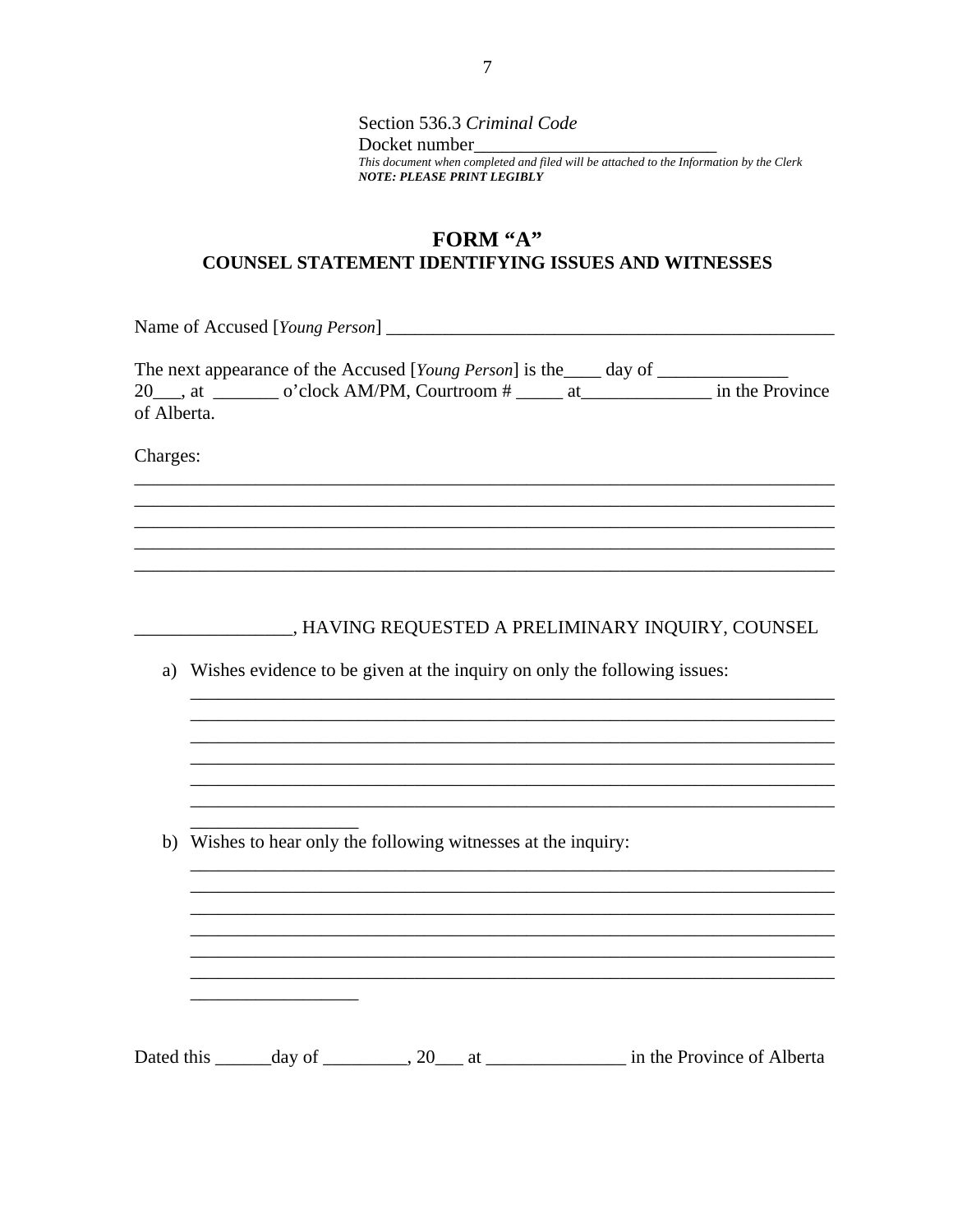Section 536.3 *Criminal Code*
Docket number___________________________
*This document when completed and filed will be attached to the Information by the Clerk*
***NOTE: PLEASE PRINT LEGIBLY***

# FORM "A"
## COUNSEL STATEMENT IDENTIFYING ISSUES AND WITNESSES

Name of Accused [*Young Person*] ___________________________________________________

The next appearance of the Accused [*Young Person*] is the____ day of ______________ 20___, at _______ o'clock AM/PM, Courtroom # _____ at______________ in the Province of Alberta.

Charges:
___________________________________________________________________________
___________________________________________________________________________
___________________________________________________________________________
___________________________________________________________________________
___________________________________________________________________________

_________________, HAVING REQUESTED A PRELIMINARY INQUIRY, COUNSEL

a) Wishes evidence to be given at the inquiry on only the following issues:
   _____________________________________________________________________
   _____________________________________________________________________
   _____________________________________________________________________
   _____________________________________________________________________
   _____________________________________________________________________
   _____________________________________________________________________
   __________________

b) Wishes to hear only the following witnesses at the inquiry:
   _____________________________________________________________________
   _____________________________________________________________________
   _____________________________________________________________________
   _____________________________________________________________________
   _____________________________________________________________________
   _____________________________________________________________________
   __________________

Dated this ______day of _________, 20___ at _______________ in the Province of Alberta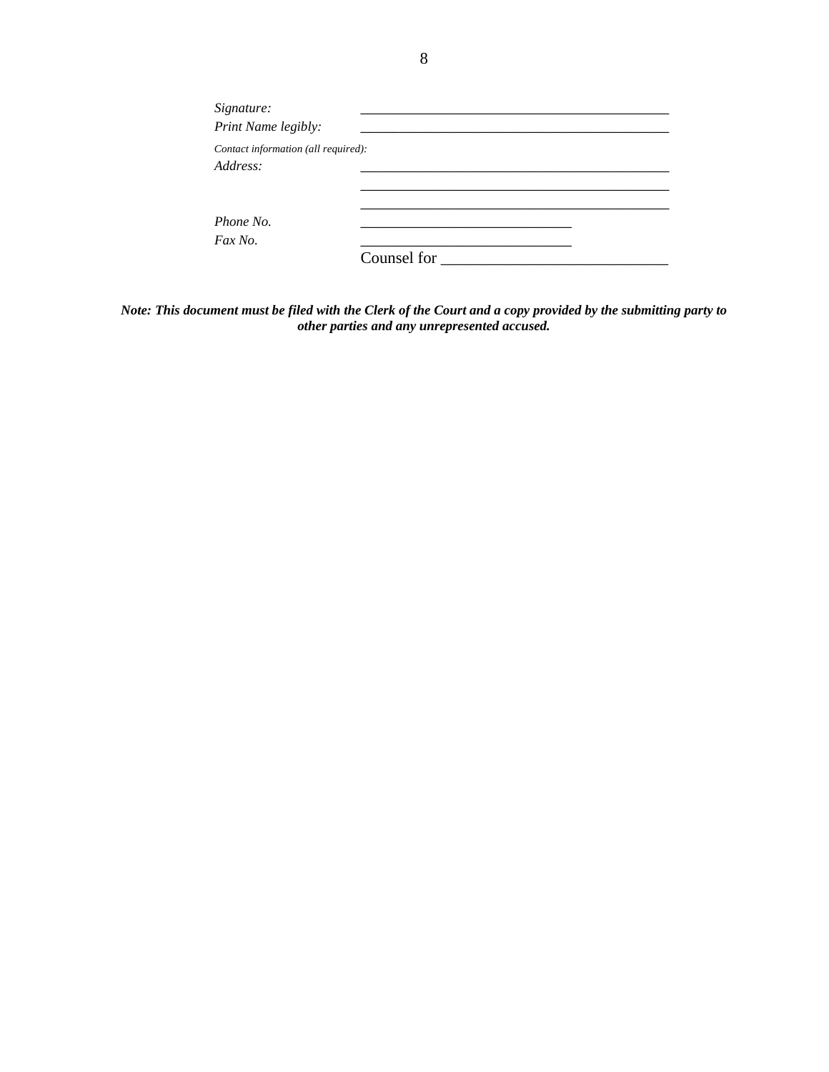*Signature:* ____________________________________________

*Print Name legibly:* ____________________________________________

*Contact information (all required):*

*Address:* ____________________________________________

____________________________________________

____________________________________________

*Phone No.* ______________________________

*Fax No.* ______________________________

Counsel for ______________________________

***Note: This document must be filed with the Clerk of the Court and a copy provided by the submitting party to other parties and any unrepresented accused.***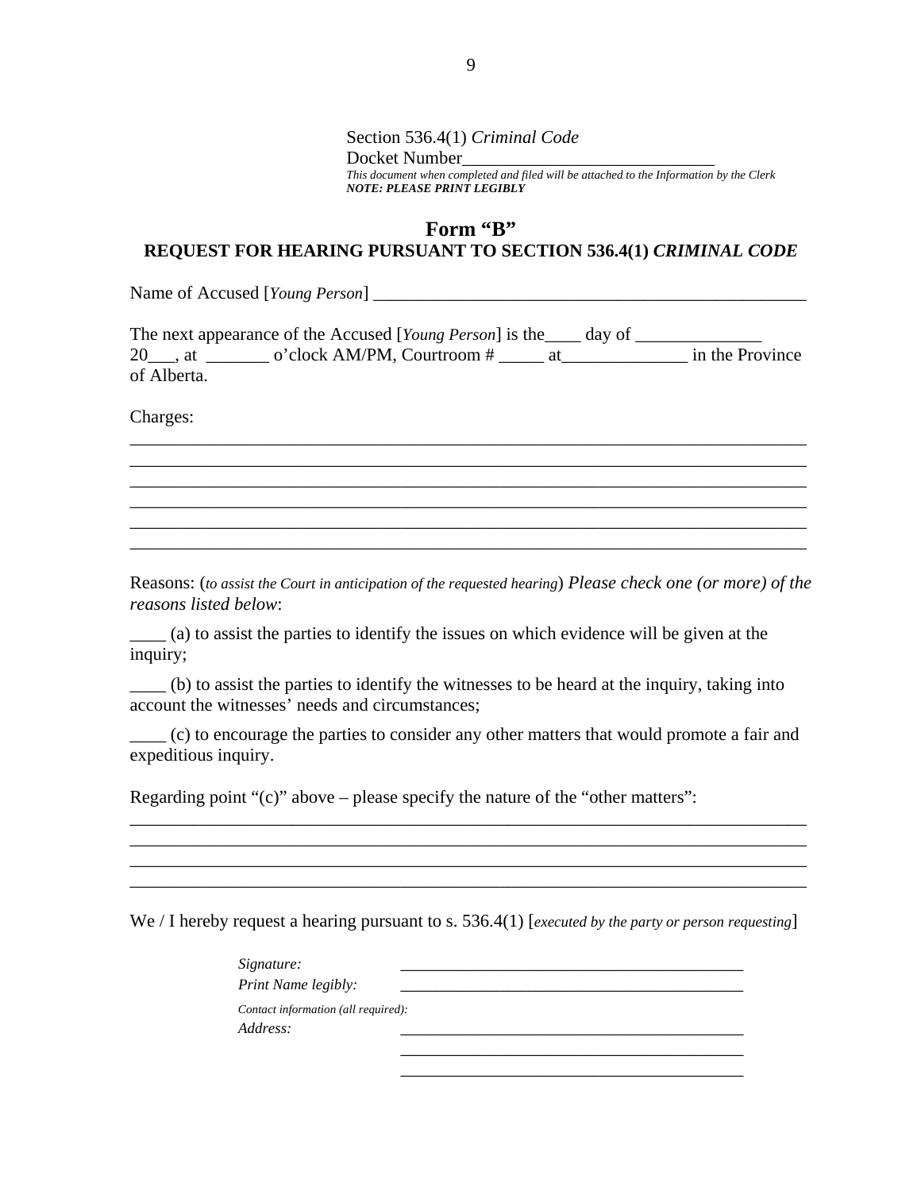Section 536.4(1) *Criminal Code*
Docket Number_____________________________
*This document when completed and filed will be attached to the Information by the Clerk*
***NOTE: PLEASE PRINT LEGIBLY***

## Form "B"
## REQUEST FOR HEARING PURSUANT TO SECTION 536.4(1) *CRIMINAL CODE*

Name of Accused [*Young Person*] __________________________________________________

The next appearance of the Accused [*Young Person*] is the____ day of ______________ 20___, at _______ o'clock AM/PM, Courtroom # _____ at______________ in the Province of Alberta.

Charges:
___________________________________________________________________________
___________________________________________________________________________
___________________________________________________________________________
___________________________________________________________________________
___________________________________________________________________________
___________________________________________________________________________

Reasons: (*to assist the Court in anticipation of the requested hearing*) *Please check one (or more) of the reasons listed below*:

____ (a) to assist the parties to identify the issues on which evidence will be given at the inquiry;

____ (b) to assist the parties to identify the witnesses to be heard at the inquiry, taking into account the witnesses' needs and circumstances;

____ (c) to encourage the parties to consider any other matters that would promote a fair and expeditious inquiry.

Regarding point "(c)" above – please specify the nature of the "other matters":
___________________________________________________________________________
___________________________________________________________________________
___________________________________________________________________________
___________________________________________________________________________

We / I hereby request a hearing pursuant to s. 536.4(1) [*executed by the party or person requesting*]

*Signature:* ___________________________________________
*Print Name legibly:* ___________________________________________
*Contact information (all required):*
*Address:* ___________________________________________
___________________________________________
___________________________________________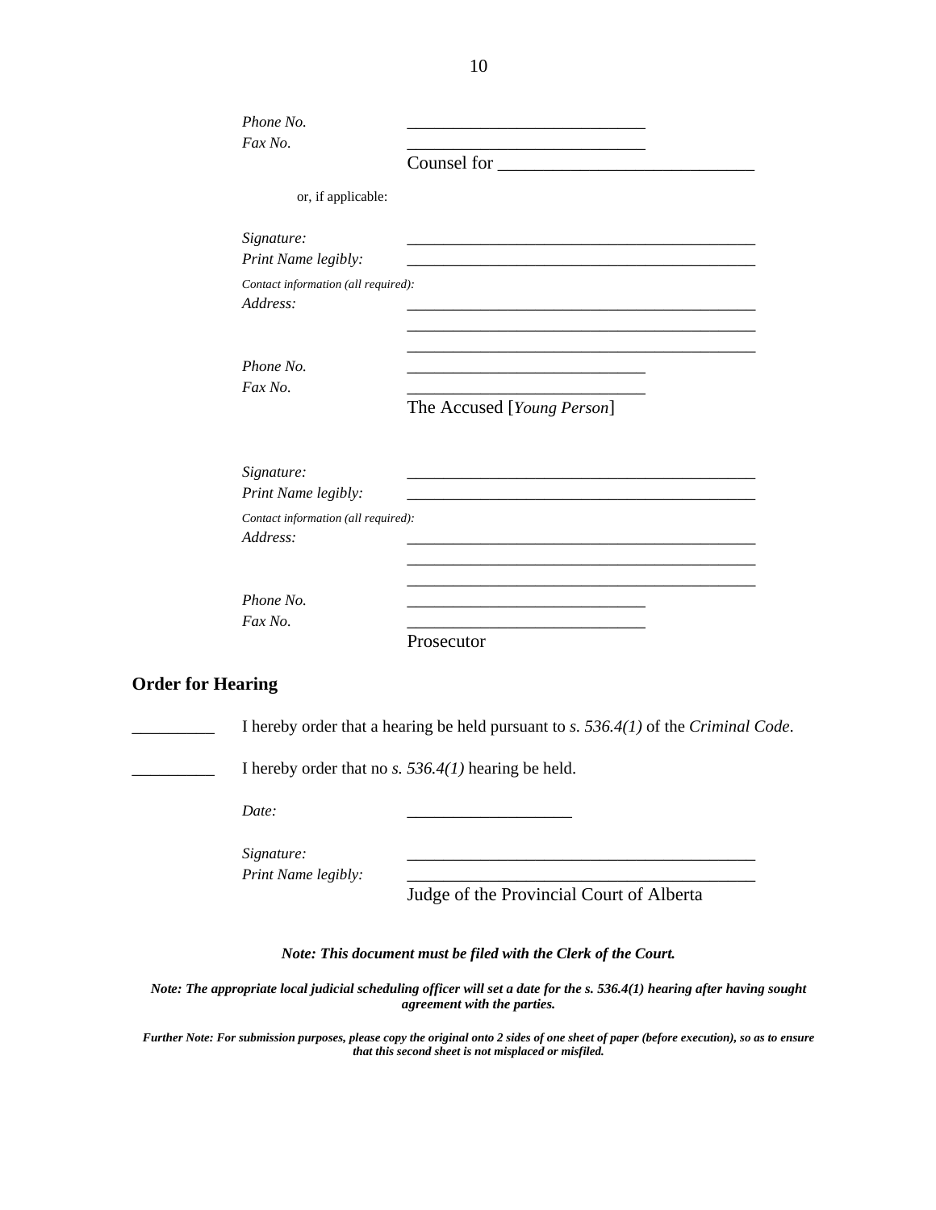*Phone No.* ____________________________

*Fax No.* ____________________________

Counsel for ____________________________

or, if applicable:

*Signature:* ____________________________________________

*Print Name legibly:* ____________________________________________

*Contact information (all required):*

*Address:* ____________________________________________

____________________________________________

____________________________________________

*Phone No.* ____________________________

*Fax No.* ____________________________

The Accused [*Young Person*]

*Signature:* ____________________________________________

*Print Name legibly:* ____________________________________________

*Contact information (all required):*

*Address:* ____________________________________________

____________________________________________

____________________________________________

*Phone No.* ____________________________

*Fax No.* ____________________________

Prosecutor

## Order for Hearing

__________ I hereby order that a hearing be held pursuant to *s. 536.4(1)* of the *Criminal Code*.

__________ I hereby order that no *s. 536.4(1)* hearing be held.

*Date:* ____________________

*Signature:* ____________________________________________

*Print Name legibly:* ____________________________________________

Judge of the Provincial Court of Alberta

***Note: This document must be filed with the Clerk of the Court.***

***Note: The appropriate local judicial scheduling officer will set a date for the s. 536.4(1) hearing after having sought agreement with the parties.***

***Further Note: For submission purposes, please copy the original onto 2 sides of one sheet of paper (before execution), so as to ensure that this second sheet is not misplaced or misfiled.***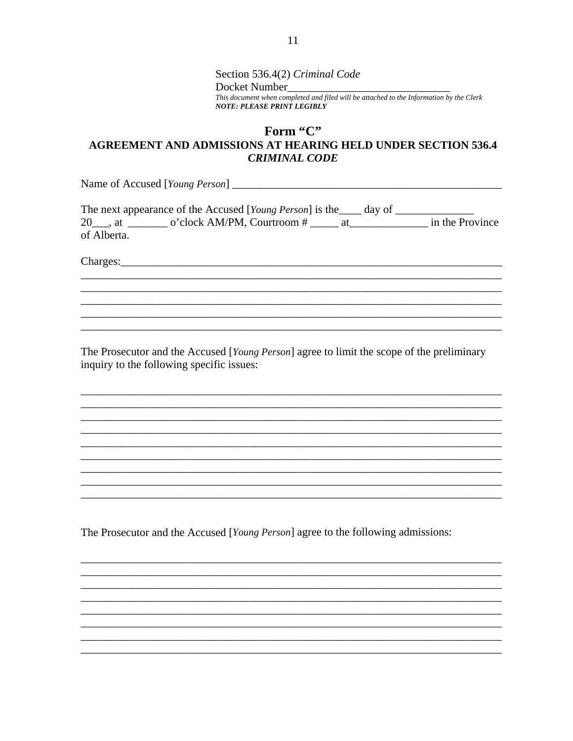Section 536.4(2) *Criminal Code*
Docket Number______________________________
*This document when completed and filed will be attached to the Information by the Clerk*
***NOTE: PLEASE PRINT LEGIBLY***

# Form "C"
## AGREEMENT AND ADMISSIONS AT HEARING HELD UNDER SECTION 536.4 *CRIMINAL CODE*

Name of Accused [*Young Person*] _________________________________________________

The next appearance of the Accused [*Young Person*] is the____ day of ______________ 20___, at _______ o'clock AM/PM, Courtroom # _____ at______________ in the Province of Alberta.

Charges:_________________________________________________________________________
_________________________________________________________________________
_________________________________________________________________________
_________________________________________________________________________
_________________________________________________________________________
_________________________________________________________________________

The Prosecutor and the Accused [*Young Person*] agree to limit the scope of the preliminary inquiry to the following specific issues:

_________________________________________________________________________
_________________________________________________________________________
_________________________________________________________________________
_________________________________________________________________________
_________________________________________________________________________
_________________________________________________________________________
_________________________________________________________________________
_________________________________________________________________________
_________________________________________________________________________

The Prosecutor and the Accused [*Young Person*] agree to the following admissions:

_________________________________________________________________________
_________________________________________________________________________
_________________________________________________________________________
_________________________________________________________________________
_________________________________________________________________________
_________________________________________________________________________
_________________________________________________________________________
_________________________________________________________________________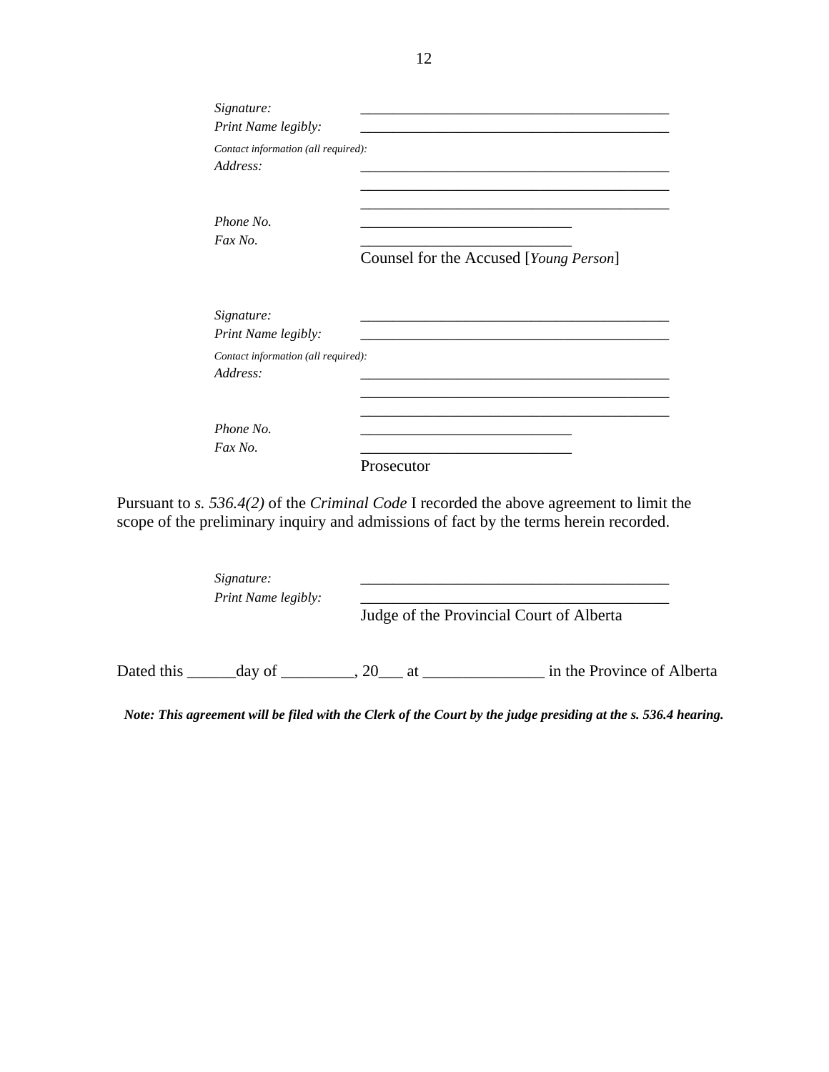*Signature:* \_\_\_\_\_\_\_\_\_\_\_\_\_\_\_\_\_\_\_\_\_\_\_\_\_\_\_\_\_\_\_\_\_\_\_\_\_\_\_\_\_\_\_

*Print Name legibly:* \_\_\_\_\_\_\_\_\_\_\_\_\_\_\_\_\_\_\_\_\_\_\_\_\_\_\_\_\_\_\_\_\_\_\_\_\_\_\_\_\_\_\_

*Contact information (all required):*

*Address:* \_\_\_\_\_\_\_\_\_\_\_\_\_\_\_\_\_\_\_\_\_\_\_\_\_\_\_\_\_\_\_\_\_\_\_\_\_\_\_\_\_\_\_

\_\_\_\_\_\_\_\_\_\_\_\_\_\_\_\_\_\_\_\_\_\_\_\_\_\_\_\_\_\_\_\_\_\_\_\_\_\_\_\_\_\_\_

\_\_\_\_\_\_\_\_\_\_\_\_\_\_\_\_\_\_\_\_\_\_\_\_\_\_\_\_\_\_\_\_\_\_\_\_\_\_\_\_\_\_\_

*Phone No.* \_\_\_\_\_\_\_\_\_\_\_\_\_\_\_\_\_\_\_\_\_\_\_\_\_\_\_\_\_

*Fax No.* \_\_\_\_\_\_\_\_\_\_\_\_\_\_\_\_\_\_\_\_\_\_\_\_\_\_\_\_\_

Counsel for the Accused [*Young Person*]

*Signature:* \_\_\_\_\_\_\_\_\_\_\_\_\_\_\_\_\_\_\_\_\_\_\_\_\_\_\_\_\_\_\_\_\_\_\_\_\_\_\_\_\_\_\_

*Print Name legibly:* \_\_\_\_\_\_\_\_\_\_\_\_\_\_\_\_\_\_\_\_\_\_\_\_\_\_\_\_\_\_\_\_\_\_\_\_\_\_\_\_\_\_\_

*Contact information (all required):*

*Address:* \_\_\_\_\_\_\_\_\_\_\_\_\_\_\_\_\_\_\_\_\_\_\_\_\_\_\_\_\_\_\_\_\_\_\_\_\_\_\_\_\_\_\_

\_\_\_\_\_\_\_\_\_\_\_\_\_\_\_\_\_\_\_\_\_\_\_\_\_\_\_\_\_\_\_\_\_\_\_\_\_\_\_\_\_\_\_

\_\_\_\_\_\_\_\_\_\_\_\_\_\_\_\_\_\_\_\_\_\_\_\_\_\_\_\_\_\_\_\_\_\_\_\_\_\_\_\_\_\_\_

*Phone No.* \_\_\_\_\_\_\_\_\_\_\_\_\_\_\_\_\_\_\_\_\_\_\_\_\_\_\_\_\_

*Fax No.* \_\_\_\_\_\_\_\_\_\_\_\_\_\_\_\_\_\_\_\_\_\_\_\_\_\_\_\_\_

Prosecutor

Pursuant to *s. 536.4(2)* of the *Criminal Code* I recorded the above agreement to limit the scope of the preliminary inquiry and admissions of fact by the terms herein recorded.

*Signature:* \_\_\_\_\_\_\_\_\_\_\_\_\_\_\_\_\_\_\_\_\_\_\_\_\_\_\_\_\_\_\_\_\_\_\_\_\_\_\_\_\_\_\_

*Print Name legibly:* \_\_\_\_\_\_\_\_\_\_\_\_\_\_\_\_\_\_\_\_\_\_\_\_\_\_\_\_\_\_\_\_\_\_\_\_\_\_\_\_\_\_\_

Judge of the Provincial Court of Alberta

Dated this \_\_\_\_\_\_day of \_\_\_\_\_\_\_\_\_, 20\_\_\_ at \_\_\_\_\_\_\_\_\_\_\_\_\_\_\_ in the Province of Alberta

***Note: This agreement will be filed with the Clerk of the Court by the judge presiding at the s. 536.4 hearing.***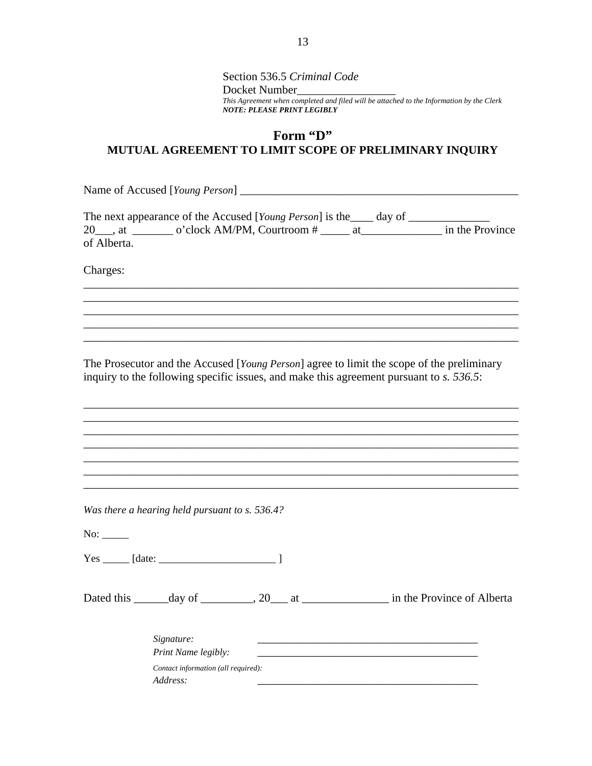Section 536.5 *Criminal Code*
Docket Number_________________
*This Agreement when completed and filed will be attached to the Information by the Clerk*
***NOTE: PLEASE PRINT LEGIBLY***

# Form "D"
## MUTUAL AGREEMENT TO LIMIT SCOPE OF PRELIMINARY INQUIRY

Name of Accused [*Young Person*] __________________________________________________

The next appearance of the Accused [*Young Person*] is the____ day of ______________ 20___, at _______ o'clock AM/PM, Courtroom # _____ at______________ in the Province of Alberta.

Charges:

___________________________________________________________________________
___________________________________________________________________________
___________________________________________________________________________
___________________________________________________________________________
___________________________________________________________________________

The Prosecutor and the Accused [*Young Person*] agree to limit the scope of the preliminary inquiry to the following specific issues, and make this agreement pursuant to *s. 536.5*:

___________________________________________________________________________
___________________________________________________________________________
___________________________________________________________________________
___________________________________________________________________________
___________________________________________________________________________
___________________________________________________________________________
___________________________________________________________________________

*Was there a hearing held pursuant to s. 536.4?*

No: _____

Yes _____ [date: _____________________ ]

Dated this ______day of _________, 20___ at _______________ in the Province of Alberta

*Signature:* _________________________________________

*Print Name legibly:* _________________________________________

*Contact information (all required):*

*Address:* _________________________________________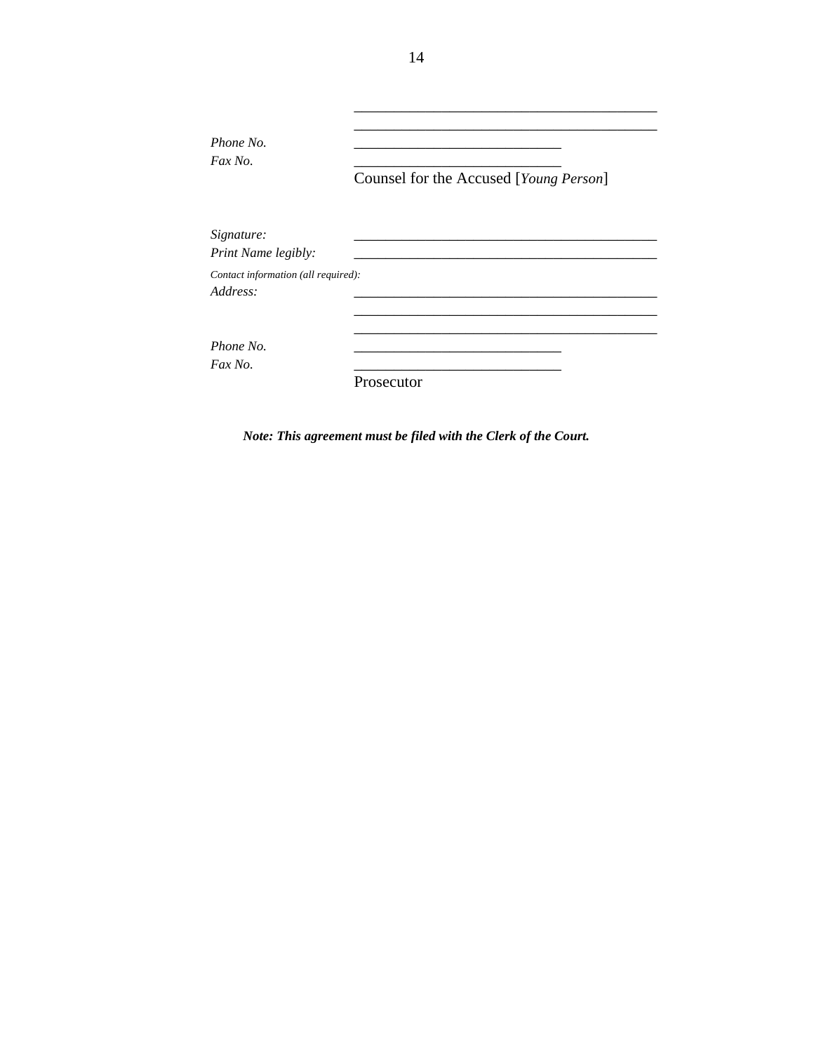\_\_\_\_\_\_\_\_\_\_\_\_\_\_\_\_\_\_\_\_\_\_\_\_\_\_\_\_\_\_\_\_\_\_\_\_\_\_\_\_

\_\_\_\_\_\_\_\_\_\_\_\_\_\_\_\_\_\_\_\_\_\_\_\_\_\_\_\_\_\_\_\_\_\_\_\_\_\_\_\_

*Phone No.* \_\_\_\_\_\_\_\_\_\_\_\_\_\_\_\_\_\_\_\_\_\_\_\_\_\_\_\_

*Fax No.* \_\_\_\_\_\_\_\_\_\_\_\_\_\_\_\_\_\_\_\_\_\_\_\_\_\_\_\_

Counsel for the Accused [*Young Person*]

*Signature:* \_\_\_\_\_\_\_\_\_\_\_\_\_\_\_\_\_\_\_\_\_\_\_\_\_\_\_\_\_\_\_\_\_\_\_\_\_\_\_\_

*Print Name legibly:* \_\_\_\_\_\_\_\_\_\_\_\_\_\_\_\_\_\_\_\_\_\_\_\_\_\_\_\_\_\_\_\_\_\_\_\_\_\_\_\_

*Contact information (all required):*

*Address:* \_\_\_\_\_\_\_\_\_\_\_\_\_\_\_\_\_\_\_\_\_\_\_\_\_\_\_\_\_\_\_\_\_\_\_\_\_\_\_\_

\_\_\_\_\_\_\_\_\_\_\_\_\_\_\_\_\_\_\_\_\_\_\_\_\_\_\_\_\_\_\_\_\_\_\_\_\_\_\_\_

\_\_\_\_\_\_\_\_\_\_\_\_\_\_\_\_\_\_\_\_\_\_\_\_\_\_\_\_\_\_\_\_\_\_\_\_\_\_\_\_

*Phone No.* \_\_\_\_\_\_\_\_\_\_\_\_\_\_\_\_\_\_\_\_\_\_\_\_\_\_\_\_

*Fax No.* \_\_\_\_\_\_\_\_\_\_\_\_\_\_\_\_\_\_\_\_\_\_\_\_\_\_\_\_

Prosecutor

***Note: This agreement must be filed with the Clerk of the Court.***